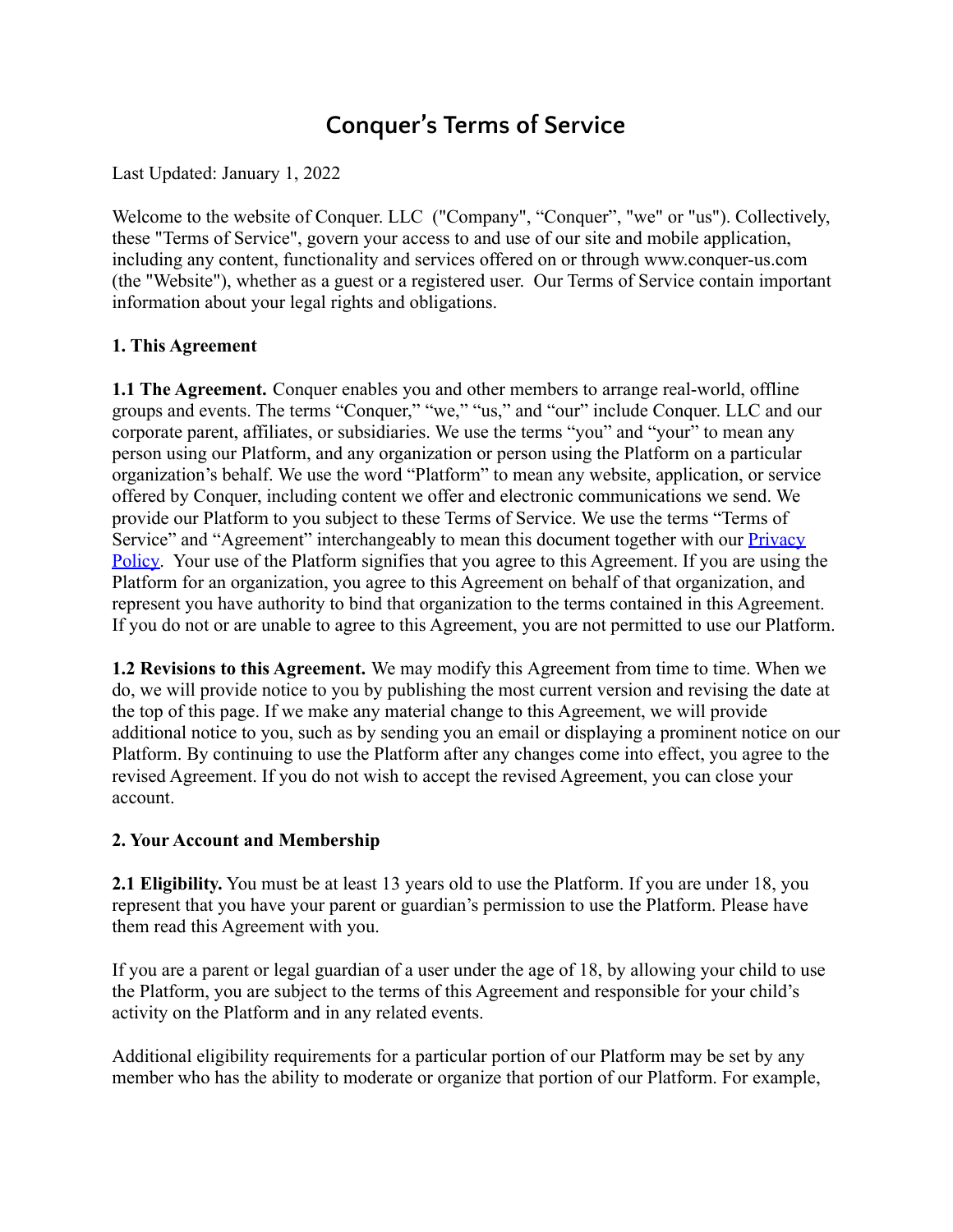# Conquer's Terms of Service

Last Updated: January 1, 2022

Welcome to the website of Conquer. LLC ("Company", "Conquer", "we" or "us"). Collectively, these "Terms of Service", govern your access to and use of our site and mobile application, including any content, functionality and services offered on or through www.conquer-us.com (the "Website"), whether as a guest or a registered user. Our Terms of Service contain important information about your legal rights and obligations.

**1. This Agreement**

**1.1 The Agreement.** Conquer enables you and other members to arrange real-world, offline groups and events. The terms "Conquer," "we," "us," and "our" include Conquer. LLC and our corporate parent, affiliates, or subsidiaries. We use the terms "you" and "your" to mean any person using our Platform, and any organization or person using the Platform on a particular organization's behalf. We use the word "Platform" to mean any website, application, or service offered by Conquer, including content we offer and electronic communications we send. We provide our Platform to you subject to these Terms of Service. We use the terms "Terms of Service" and "Agreement" interchangeably to mean this document together with our [Privacy Policy](). Your use of the Platform signifies that you agree to this Agreement. If you are using the Platform for an organization, you agree to this Agreement on behalf of that organization, and represent you have authority to bind that organization to the terms contained in this Agreement. If you do not or are unable to agree to this Agreement, you are not permitted to use our Platform.

**1.2 Revisions to this Agreement.** We may modify this Agreement from time to time. When we do, we will provide notice to you by publishing the most current version and revising the date at the top of this page. If we make any material change to this Agreement, we will provide additional notice to you, such as by sending you an email or displaying a prominent notice on our Platform. By continuing to use the Platform after any changes come into effect, you agree to the revised Agreement. If you do not wish to accept the revised Agreement, you can close your account.

**2. Your Account and Membership**

**2.1 Eligibility.** You must be at least 13 years old to use the Platform. If you are under 18, you represent that you have your parent or guardian's permission to use the Platform. Please have them read this Agreement with you.

If you are a parent or legal guardian of a user under the age of 18, by allowing your child to use the Platform, you are subject to the terms of this Agreement and responsible for your child's activity on the Platform and in any related events.

Additional eligibility requirements for a particular portion of our Platform may be set by any member who has the ability to moderate or organize that portion of our Platform. For example,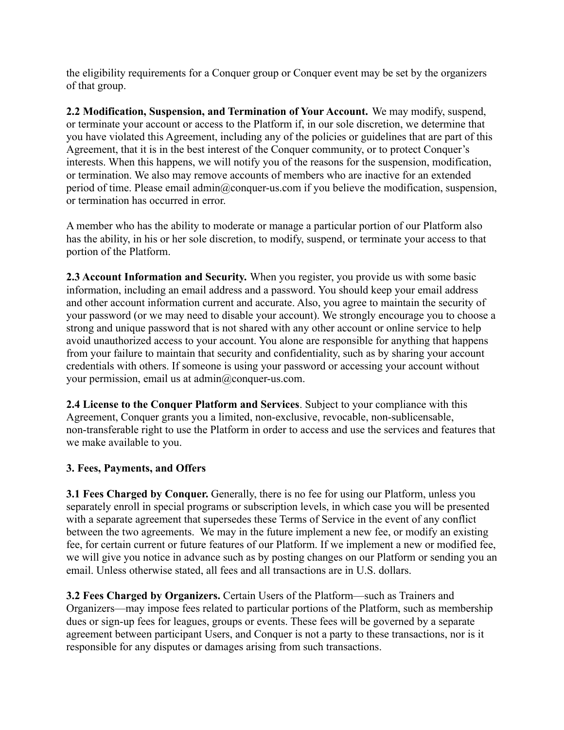the eligibility requirements for a Conquer group or Conquer event may be set by the organizers of that group.

**2.2 Modification, Suspension, and Termination of Your Account.** We may modify, suspend, or terminate your account or access to the Platform if, in our sole discretion, we determine that you have violated this Agreement, including any of the policies or guidelines that are part of this Agreement, that it is in the best interest of the Conquer community, or to protect Conquer's interests. When this happens, we will notify you of the reasons for the suspension, modification, or termination. We also may remove accounts of members who are inactive for an extended period of time. Please email admin@conquer-us.com if you believe the modification, suspension, or termination has occurred in error.

A member who has the ability to moderate or manage a particular portion of our Platform also has the ability, in his or her sole discretion, to modify, suspend, or terminate your access to that portion of the Platform.

**2.3 Account Information and Security.** When you register, you provide us with some basic information, including an email address and a password. You should keep your email address and other account information current and accurate. Also, you agree to maintain the security of your password (or we may need to disable your account). We strongly encourage you to choose a strong and unique password that is not shared with any other account or online service to help avoid unauthorized access to your account. You alone are responsible for anything that happens from your failure to maintain that security and confidentiality, such as by sharing your account credentials with others. If someone is using your password or accessing your account without your permission, email us at admin@conquer-us.com.

**2.4 License to the Conquer Platform and Services**. Subject to your compliance with this Agreement, Conquer grants you a limited, non-exclusive, revocable, non-sublicensable, non-transferable right to use the Platform in order to access and use the services and features that we make available to you.

**3. Fees, Payments, and Offers**

**3.1 Fees Charged by Conquer.** Generally, there is no fee for using our Platform, unless you separately enroll in special programs or subscription levels, in which case you will be presented with a separate agreement that supersedes these Terms of Service in the event of any conflict between the two agreements. We may in the future implement a new fee, or modify an existing fee, for certain current or future features of our Platform. If we implement a new or modified fee, we will give you notice in advance such as by posting changes on our Platform or sending you an email. Unless otherwise stated, all fees and all transactions are in U.S. dollars.

**3.2 Fees Charged by Organizers.** Certain Users of the Platform—such as Trainers and Organizers—may impose fees related to particular portions of the Platform, such as membership dues or sign-up fees for leagues, groups or events. These fees will be governed by a separate agreement between participant Users, and Conquer is not a party to these transactions, nor is it responsible for any disputes or damages arising from such transactions.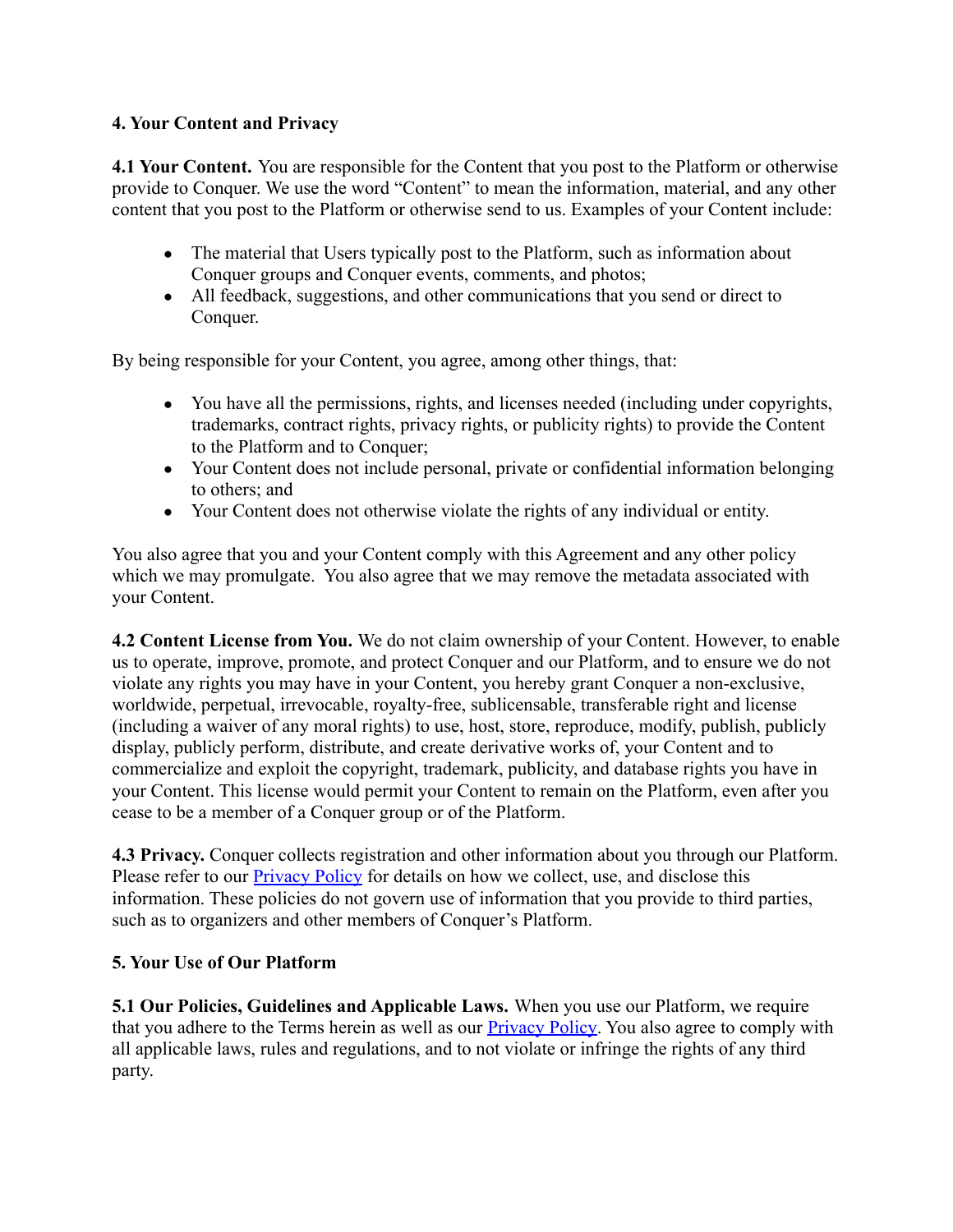**4. Your Content and Privacy**

**4.1 Your Content.** You are responsible for the Content that you post to the Platform or otherwise provide to Conquer. We use the word "Content" to mean the information, material, and any other content that you post to the Platform or otherwise send to us. Examples of your Content include:

- The material that Users typically post to the Platform, such as information about Conquer groups and Conquer events, comments, and photos;
- All feedback, suggestions, and other communications that you send or direct to Conquer.

By being responsible for your Content, you agree, among other things, that:

- You have all the permissions, rights, and licenses needed (including under copyrights, trademarks, contract rights, privacy rights, or publicity rights) to provide the Content to the Platform and to Conquer;
- Your Content does not include personal, private or confidential information belonging to others; and
- Your Content does not otherwise violate the rights of any individual or entity.

You also agree that you and your Content comply with this Agreement and any other policy which we may promulgate. You also agree that we may remove the metadata associated with your Content.

**4.2 Content License from You.** We do not claim ownership of your Content. However, to enable us to operate, improve, promote, and protect Conquer and our Platform, and to ensure we do not violate any rights you may have in your Content, you hereby grant Conquer a non-exclusive, worldwide, perpetual, irrevocable, royalty-free, sublicensable, transferable right and license (including a waiver of any moral rights) to use, host, store, reproduce, modify, publish, publicly display, publicly perform, distribute, and create derivative works of, your Content and to commercialize and exploit the copyright, trademark, publicity, and database rights you have in your Content. This license would permit your Content to remain on the Platform, even after you cease to be a member of a Conquer group or of the Platform.

**4.3 Privacy.** Conquer collects registration and other information about you through our Platform. Please refer to our [Privacy Policy]() for details on how we collect, use, and disclose this information. These policies do not govern use of information that you provide to third parties, such as to organizers and other members of Conquer's Platform.

**5. Your Use of Our Platform**

**5.1 Our Policies, Guidelines and Applicable Laws.** When you use our Platform, we require that you adhere to the Terms herein as well as our [Privacy Policy](). You also agree to comply with all applicable laws, rules and regulations, and to not violate or infringe the rights of any third party.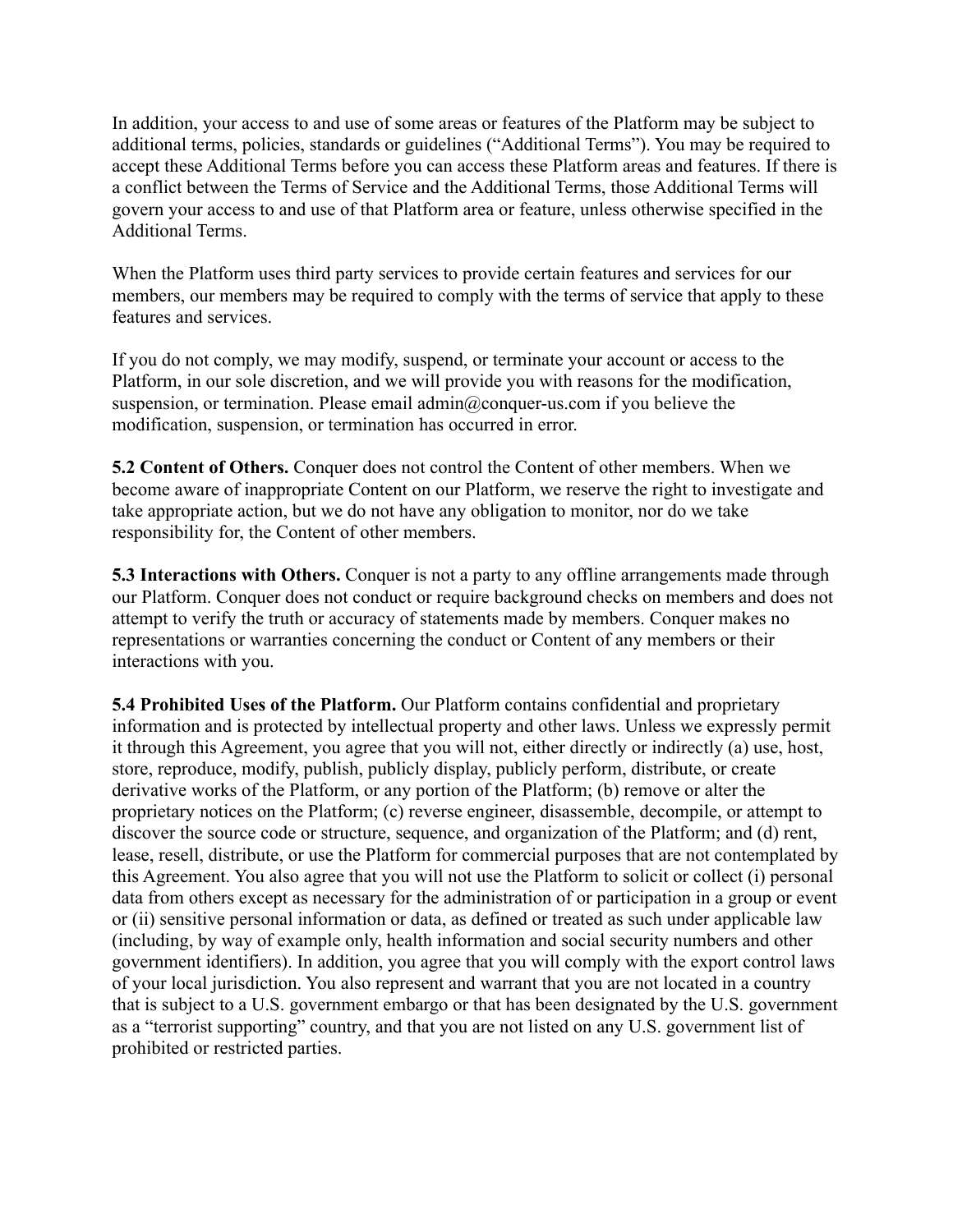In addition, your access to and use of some areas or features of the Platform may be subject to additional terms, policies, standards or guidelines ("Additional Terms"). You may be required to accept these Additional Terms before you can access these Platform areas and features. If there is a conflict between the Terms of Service and the Additional Terms, those Additional Terms will govern your access to and use of that Platform area or feature, unless otherwise specified in the Additional Terms.

When the Platform uses third party services to provide certain features and services for our members, our members may be required to comply with the terms of service that apply to these features and services.

If you do not comply, we may modify, suspend, or terminate your account or access to the Platform, in our sole discretion, and we will provide you with reasons for the modification, suspension, or termination. Please email admin@conquer-us.com if you believe the modification, suspension, or termination has occurred in error.

**5.2 Content of Others.** Conquer does not control the Content of other members. When we become aware of inappropriate Content on our Platform, we reserve the right to investigate and take appropriate action, but we do not have any obligation to monitor, nor do we take responsibility for, the Content of other members.

**5.3 Interactions with Others.** Conquer is not a party to any offline arrangements made through our Platform. Conquer does not conduct or require background checks on members and does not attempt to verify the truth or accuracy of statements made by members. Conquer makes no representations or warranties concerning the conduct or Content of any members or their interactions with you.

**5.4 Prohibited Uses of the Platform.** Our Platform contains confidential and proprietary information and is protected by intellectual property and other laws. Unless we expressly permit it through this Agreement, you agree that you will not, either directly or indirectly (a) use, host, store, reproduce, modify, publish, publicly display, publicly perform, distribute, or create derivative works of the Platform, or any portion of the Platform; (b) remove or alter the proprietary notices on the Platform; (c) reverse engineer, disassemble, decompile, or attempt to discover the source code or structure, sequence, and organization of the Platform; and (d) rent, lease, resell, distribute, or use the Platform for commercial purposes that are not contemplated by this Agreement. You also agree that you will not use the Platform to solicit or collect (i) personal data from others except as necessary for the administration of or participation in a group or event or (ii) sensitive personal information or data, as defined or treated as such under applicable law (including, by way of example only, health information and social security numbers and other government identifiers). In addition, you agree that you will comply with the export control laws of your local jurisdiction. You also represent and warrant that you are not located in a country that is subject to a U.S. government embargo or that has been designated by the U.S. government as a "terrorist supporting" country, and that you are not listed on any U.S. government list of prohibited or restricted parties.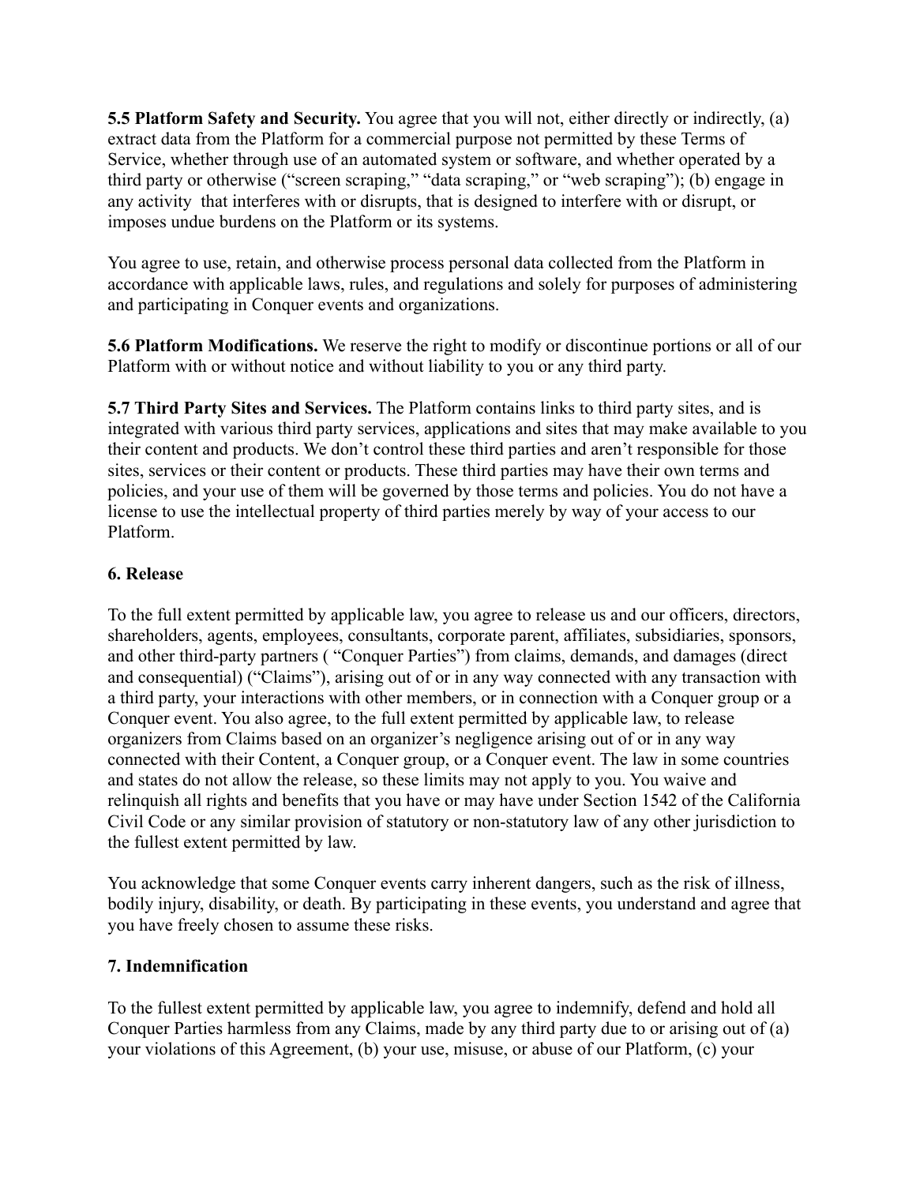**5.5 Platform Safety and Security.** You agree that you will not, either directly or indirectly, (a) extract data from the Platform for a commercial purpose not permitted by these Terms of Service, whether through use of an automated system or software, and whether operated by a third party or otherwise ("screen scraping," "data scraping," or "web scraping"); (b) engage in any activity that interferes with or disrupts, that is designed to interfere with or disrupt, or imposes undue burdens on the Platform or its systems.

You agree to use, retain, and otherwise process personal data collected from the Platform in accordance with applicable laws, rules, and regulations and solely for purposes of administering and participating in Conquer events and organizations.

**5.6 Platform Modifications.** We reserve the right to modify or discontinue portions or all of our Platform with or without notice and without liability to you or any third party.

**5.7 Third Party Sites and Services.** The Platform contains links to third party sites, and is integrated with various third party services, applications and sites that may make available to you their content and products. We don't control these third parties and aren't responsible for those sites, services or their content or products. These third parties may have their own terms and policies, and your use of them will be governed by those terms and policies. You do not have a license to use the intellectual property of third parties merely by way of your access to our Platform.

## 6. Release

To the full extent permitted by applicable law, you agree to release us and our officers, directors, shareholders, agents, employees, consultants, corporate parent, affiliates, subsidiaries, sponsors, and other third-party partners ( "Conquer Parties") from claims, demands, and damages (direct and consequential) ("Claims"), arising out of or in any way connected with any transaction with a third party, your interactions with other members, or in connection with a Conquer group or a Conquer event. You also agree, to the full extent permitted by applicable law, to release organizers from Claims based on an organizer's negligence arising out of or in any way connected with their Content, a Conquer group, or a Conquer event. The law in some countries and states do not allow the release, so these limits may not apply to you. You waive and relinquish all rights and benefits that you have or may have under Section 1542 of the California Civil Code or any similar provision of statutory or non-statutory law of any other jurisdiction to the fullest extent permitted by law.

You acknowledge that some Conquer events carry inherent dangers, such as the risk of illness, bodily injury, disability, or death. By participating in these events, you understand and agree that you have freely chosen to assume these risks.

## 7. Indemnification

To the fullest extent permitted by applicable law, you agree to indemnify, defend and hold all Conquer Parties harmless from any Claims, made by any third party due to or arising out of (a) your violations of this Agreement, (b) your use, misuse, or abuse of our Platform, (c) your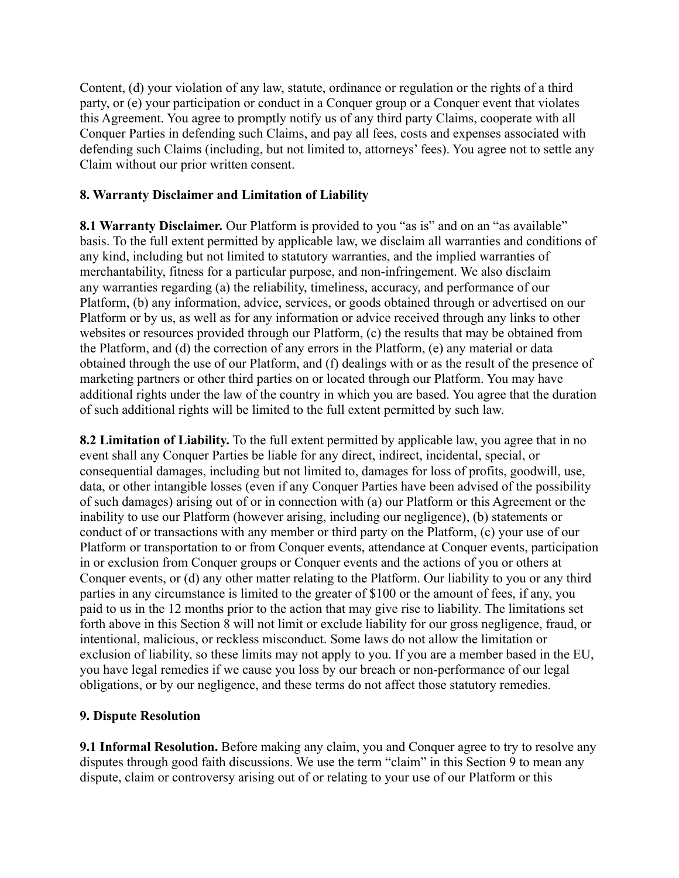Content, (d) your violation of any law, statute, ordinance or regulation or the rights of a third party, or (e) your participation or conduct in a Conquer group or a Conquer event that violates this Agreement. You agree to promptly notify us of any third party Claims, cooperate with all Conquer Parties in defending such Claims, and pay all fees, costs and expenses associated with defending such Claims (including, but not limited to, attorneys' fees). You agree not to settle any Claim without our prior written consent.

## 8. Warranty Disclaimer and Limitation of Liability

**8.1 Warranty Disclaimer.** Our Platform is provided to you "as is" and on an "as available" basis. To the full extent permitted by applicable law, we disclaim all warranties and conditions of any kind, including but not limited to statutory warranties, and the implied warranties of merchantability, fitness for a particular purpose, and non-infringement. We also disclaim any warranties regarding (a) the reliability, timeliness, accuracy, and performance of our Platform, (b) any information, advice, services, or goods obtained through or advertised on our Platform or by us, as well as for any information or advice received through any links to other websites or resources provided through our Platform, (c) the results that may be obtained from the Platform, and (d) the correction of any errors in the Platform, (e) any material or data obtained through the use of our Platform, and (f) dealings with or as the result of the presence of marketing partners or other third parties on or located through our Platform. You may have additional rights under the law of the country in which you are based. You agree that the duration of such additional rights will be limited to the full extent permitted by such law.

**8.2 Limitation of Liability.** To the full extent permitted by applicable law, you agree that in no event shall any Conquer Parties be liable for any direct, indirect, incidental, special, or consequential damages, including but not limited to, damages for loss of profits, goodwill, use, data, or other intangible losses (even if any Conquer Parties have been advised of the possibility of such damages) arising out of or in connection with (a) our Platform or this Agreement or the inability to use our Platform (however arising, including our negligence), (b) statements or conduct of or transactions with any member or third party on the Platform, (c) your use of our Platform or transportation to or from Conquer events, attendance at Conquer events, participation in or exclusion from Conquer groups or Conquer events and the actions of you or others at Conquer events, or (d) any other matter relating to the Platform. Our liability to you or any third parties in any circumstance is limited to the greater of $100 or the amount of fees, if any, you paid to us in the 12 months prior to the action that may give rise to liability. The limitations set forth above in this Section 8 will not limit or exclude liability for our gross negligence, fraud, or intentional, malicious, or reckless misconduct. Some laws do not allow the limitation or exclusion of liability, so these limits may not apply to you. If you are a member based in the EU, you have legal remedies if we cause you loss by our breach or non-performance of our legal obligations, or by our negligence, and these terms do not affect those statutory remedies.

## 9. Dispute Resolution

**9.1 Informal Resolution.** Before making any claim, you and Conquer agree to try to resolve any disputes through good faith discussions. We use the term "claim" in this Section 9 to mean any dispute, claim or controversy arising out of or relating to your use of our Platform or this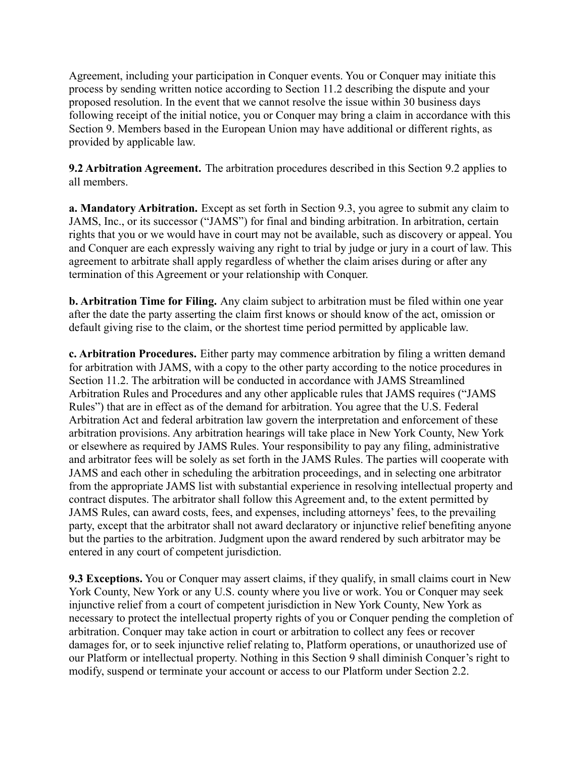Agreement, including your participation in Conquer events. You or Conquer may initiate this process by sending written notice according to Section 11.2 describing the dispute and your proposed resolution. In the event that we cannot resolve the issue within 30 business days following receipt of the initial notice, you or Conquer may bring a claim in accordance with this Section 9. Members based in the European Union may have additional or different rights, as provided by applicable law.

**9.2 Arbitration Agreement.** The arbitration procedures described in this Section 9.2 applies to all members.

**a. Mandatory Arbitration.** Except as set forth in Section 9.3, you agree to submit any claim to JAMS, Inc., or its successor ("JAMS") for final and binding arbitration. In arbitration, certain rights that you or we would have in court may not be available, such as discovery or appeal. You and Conquer are each expressly waiving any right to trial by judge or jury in a court of law. This agreement to arbitrate shall apply regardless of whether the claim arises during or after any termination of this Agreement or your relationship with Conquer.

**b. Arbitration Time for Filing.** Any claim subject to arbitration must be filed within one year after the date the party asserting the claim first knows or should know of the act, omission or default giving rise to the claim, or the shortest time period permitted by applicable law.

**c. Arbitration Procedures.** Either party may commence arbitration by filing a written demand for arbitration with JAMS, with a copy to the other party according to the notice procedures in Section 11.2. The arbitration will be conducted in accordance with JAMS Streamlined Arbitration Rules and Procedures and any other applicable rules that JAMS requires ("JAMS Rules") that are in effect as of the demand for arbitration. You agree that the U.S. Federal Arbitration Act and federal arbitration law govern the interpretation and enforcement of these arbitration provisions. Any arbitration hearings will take place in New York County, New York or elsewhere as required by JAMS Rules. Your responsibility to pay any filing, administrative and arbitrator fees will be solely as set forth in the JAMS Rules. The parties will cooperate with JAMS and each other in scheduling the arbitration proceedings, and in selecting one arbitrator from the appropriate JAMS list with substantial experience in resolving intellectual property and contract disputes. The arbitrator shall follow this Agreement and, to the extent permitted by JAMS Rules, can award costs, fees, and expenses, including attorneys' fees, to the prevailing party, except that the arbitrator shall not award declaratory or injunctive relief benefiting anyone but the parties to the arbitration. Judgment upon the award rendered by such arbitrator may be entered in any court of competent jurisdiction.

**9.3 Exceptions.** You or Conquer may assert claims, if they qualify, in small claims court in New York County, New York or any U.S. county where you live or work. You or Conquer may seek injunctive relief from a court of competent jurisdiction in New York County, New York as necessary to protect the intellectual property rights of you or Conquer pending the completion of arbitration. Conquer may take action in court or arbitration to collect any fees or recover damages for, or to seek injunctive relief relating to, Platform operations, or unauthorized use of our Platform or intellectual property. Nothing in this Section 9 shall diminish Conquer's right to modify, suspend or terminate your account or access to our Platform under Section 2.2.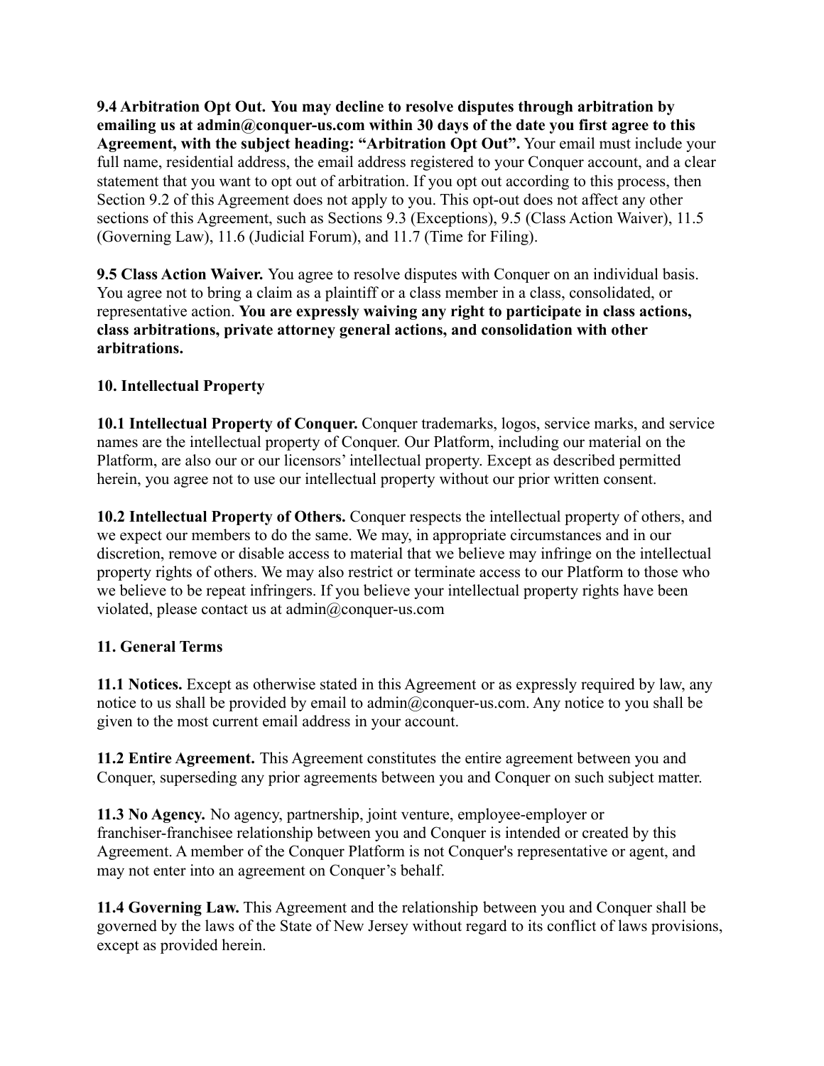**9.4 Arbitration Opt Out. You may decline to resolve disputes through arbitration by emailing us at admin@conquer-us.com within 30 days of the date you first agree to this Agreement, with the subject heading: "Arbitration Opt Out".** Your email must include your full name, residential address, the email address registered to your Conquer account, and a clear statement that you want to opt out of arbitration. If you opt out according to this process, then Section 9.2 of this Agreement does not apply to you. This opt-out does not affect any other sections of this Agreement, such as Sections 9.3 (Exceptions), 9.5 (Class Action Waiver), 11.5 (Governing Law), 11.6 (Judicial Forum), and 11.7 (Time for Filing).

**9.5 Class Action Waiver.** You agree to resolve disputes with Conquer on an individual basis. You agree not to bring a claim as a plaintiff or a class member in a class, consolidated, or representative action. **You are expressly waiving any right to participate in class actions, class arbitrations, private attorney general actions, and consolidation with other arbitrations.**

**10. Intellectual Property**

**10.1 Intellectual Property of Conquer.** Conquer trademarks, logos, service marks, and service names are the intellectual property of Conquer. Our Platform, including our material on the Platform, are also our or our licensors' intellectual property. Except as described permitted herein, you agree not to use our intellectual property without our prior written consent.

**10.2 Intellectual Property of Others.** Conquer respects the intellectual property of others, and we expect our members to do the same. We may, in appropriate circumstances and in our discretion, remove or disable access to material that we believe may infringe on the intellectual property rights of others. We may also restrict or terminate access to our Platform to those who we believe to be repeat infringers. If you believe your intellectual property rights have been violated, please contact us at admin@conquer-us.com

**11. General Terms**

**11.1 Notices.** Except as otherwise stated in this Agreement or as expressly required by law, any notice to us shall be provided by email to admin@conquer-us.com. Any notice to you shall be given to the most current email address in your account.

**11.2 Entire Agreement.** This Agreement constitutes the entire agreement between you and Conquer, superseding any prior agreements between you and Conquer on such subject matter.

**11.3 No Agency.** No agency, partnership, joint venture, employee-employer or franchiser-franchisee relationship between you and Conquer is intended or created by this Agreement. A member of the Conquer Platform is not Conquer's representative or agent, and may not enter into an agreement on Conquer's behalf.

**11.4 Governing Law.** This Agreement and the relationship between you and Conquer shall be governed by the laws of the State of New Jersey without regard to its conflict of laws provisions, except as provided herein.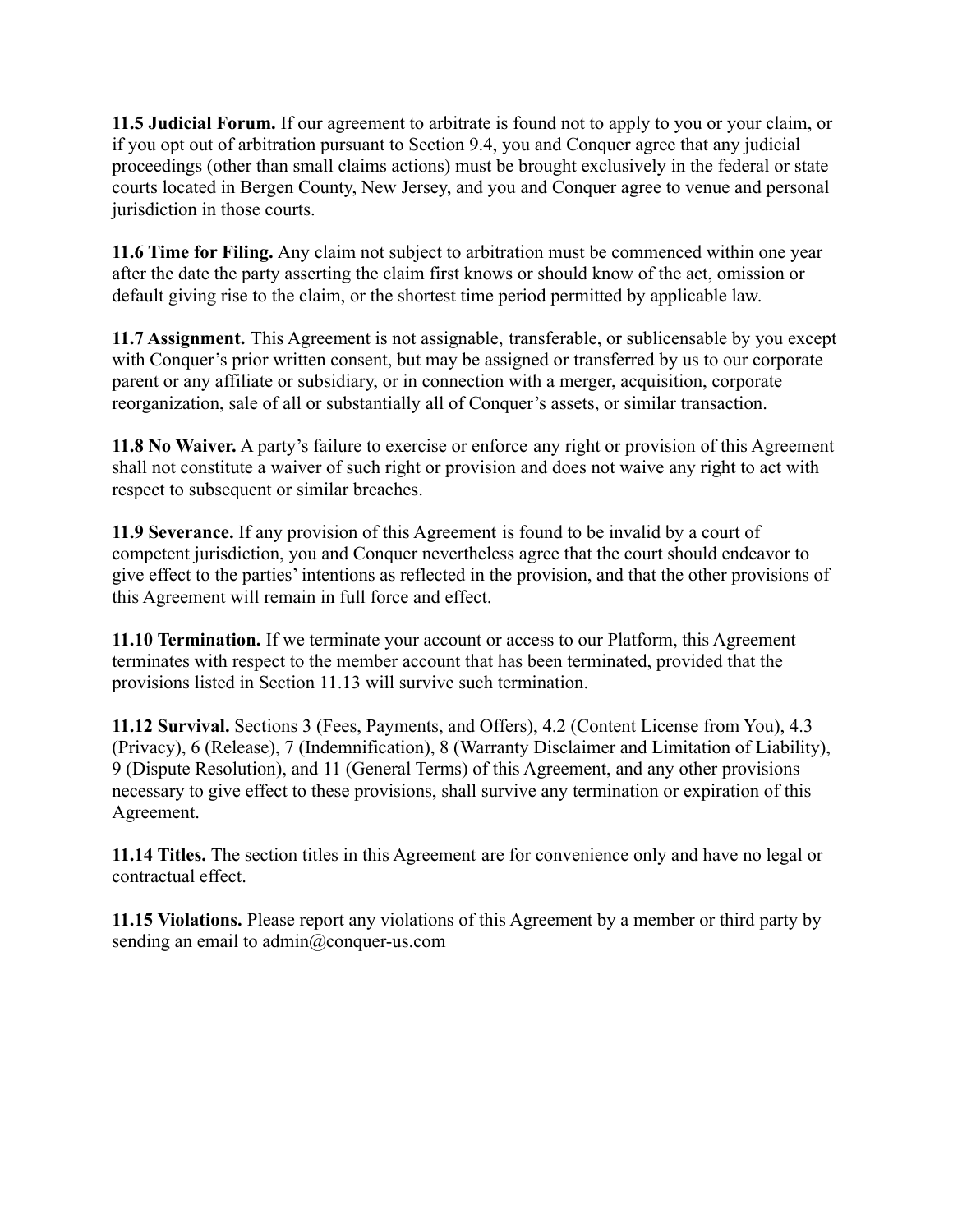**11.5 Judicial Forum.** If our agreement to arbitrate is found not to apply to you or your claim, or if you opt out of arbitration pursuant to Section 9.4, you and Conquer agree that any judicial proceedings (other than small claims actions) must be brought exclusively in the federal or state courts located in Bergen County, New Jersey, and you and Conquer agree to venue and personal jurisdiction in those courts.

**11.6 Time for Filing.** Any claim not subject to arbitration must be commenced within one year after the date the party asserting the claim first knows or should know of the act, omission or default giving rise to the claim, or the shortest time period permitted by applicable law.

**11.7 Assignment.** This Agreement is not assignable, transferable, or sublicensable by you except with Conquer's prior written consent, but may be assigned or transferred by us to our corporate parent or any affiliate or subsidiary, or in connection with a merger, acquisition, corporate reorganization, sale of all or substantially all of Conquer's assets, or similar transaction.

**11.8 No Waiver.** A party's failure to exercise or enforce any right or provision of this Agreement shall not constitute a waiver of such right or provision and does not waive any right to act with respect to subsequent or similar breaches.

**11.9 Severance.** If any provision of this Agreement is found to be invalid by a court of competent jurisdiction, you and Conquer nevertheless agree that the court should endeavor to give effect to the parties' intentions as reflected in the provision, and that the other provisions of this Agreement will remain in full force and effect.

**11.10 Termination.** If we terminate your account or access to our Platform, this Agreement terminates with respect to the member account that has been terminated, provided that the provisions listed in Section 11.13 will survive such termination.

**11.12 Survival.** Sections 3 (Fees, Payments, and Offers), 4.2 (Content License from You), 4.3 (Privacy), 6 (Release), 7 (Indemnification), 8 (Warranty Disclaimer and Limitation of Liability), 9 (Dispute Resolution), and 11 (General Terms) of this Agreement, and any other provisions necessary to give effect to these provisions, shall survive any termination or expiration of this Agreement.

**11.14 Titles.** The section titles in this Agreement are for convenience only and have no legal or contractual effect.

**11.15 Violations.** Please report any violations of this Agreement by a member or third party by sending an email to admin@conquer-us.com